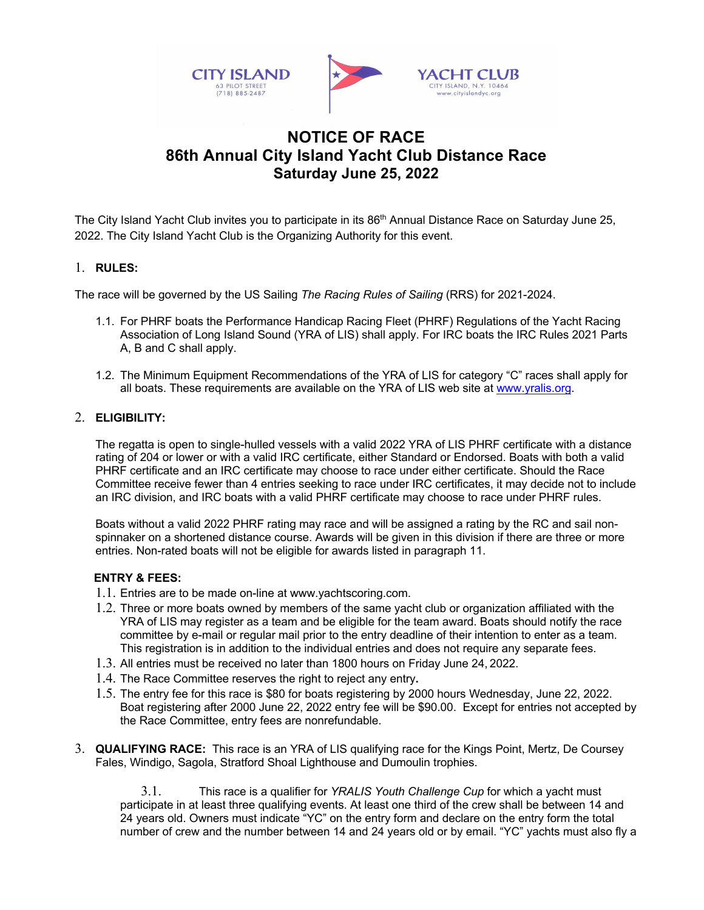CITY ISLAND
63 PILOT STREET
(718) 885-2487

YACHT CLUB
CITY ISLAND, N.Y. 10464
www.cityislandyc.org

# NOTICE OF RACE
# 86th Annual City Island Yacht Club Distance Race
# Saturday June 25, 2022

The City Island Yacht Club invites you to participate in its 86th Annual Distance Race on Saturday June 25, 2022. The City Island Yacht Club is the Organizing Authority for this event.

## 1. RULES:

The race will be governed by the US Sailing *The Racing Rules of Sailing* (RRS) for 2021-2024.

1.1. For PHRF boats the Performance Handicap Racing Fleet (PHRF) Regulations of the Yacht Racing Association of Long Island Sound (YRA of LIS) shall apply. For IRC boats the IRC Rules 2021 Parts A, B and C shall apply.

1.2. The Minimum Equipment Recommendations of the YRA of LIS for category "C" races shall apply for all boats. These requirements are available on the YRA of LIS web site at www.yralis.org.

## 2. ELIGIBILITY:

The regatta is open to single-hulled vessels with a valid 2022 YRA of LIS PHRF certificate with a distance rating of 204 or lower or with a valid IRC certificate, either Standard or Endorsed. Boats with both a valid PHRF certificate and an IRC certificate may choose to race under either certificate. Should the Race Committee receive fewer than 4 entries seeking to race under IRC certificates, it may decide not to include an IRC division, and IRC boats with a valid PHRF certificate may choose to race under PHRF rules.

Boats without a valid 2022 PHRF rating may race and will be assigned a rating by the RC and sail non-spinnaker on a shortened distance course. Awards will be given in this division if there are three or more entries. Non-rated boats will not be eligible for awards listed in paragraph 11.

### ENTRY & FEES:

1.1. Entries are to be made on-line at www.yachtscoring.com.

1.2. Three or more boats owned by members of the same yacht club or organization affiliated with the YRA of LIS may register as a team and be eligible for the team award. Boats should notify the race committee by e-mail or regular mail prior to the entry deadline of their intention to enter as a team. This registration is in addition to the individual entries and does not require any separate fees.

1.3. All entries must be received no later than 1800 hours on Friday June 24, 2022.

1.4. The Race Committee reserves the right to reject any entry**.**

1.5. The entry fee for this race is $80 for boats registering by 2000 hours Wednesday, June 22, 2022. Boat registering after 2000 June 22, 2022 entry fee will be $90.00. Except for entries not accepted by the Race Committee, entry fees are nonrefundable.

## 3. QUALIFYING RACE:

This race is an YRA of LIS qualifying race for the Kings Point, Mertz, De Coursey Fales, Windigo, Sagola, Stratford Shoal Lighthouse and Dumoulin trophies.

3.1. This race is a qualifier for *YRALIS Youth Challenge Cup* for which a yacht must participate in at least three qualifying events. At least one third of the crew shall be between 14 and 24 years old. Owners must indicate "YC" on the entry form and declare on the entry form the total number of crew and the number between 14 and 24 years old or by email. "YC" yachts must also fly a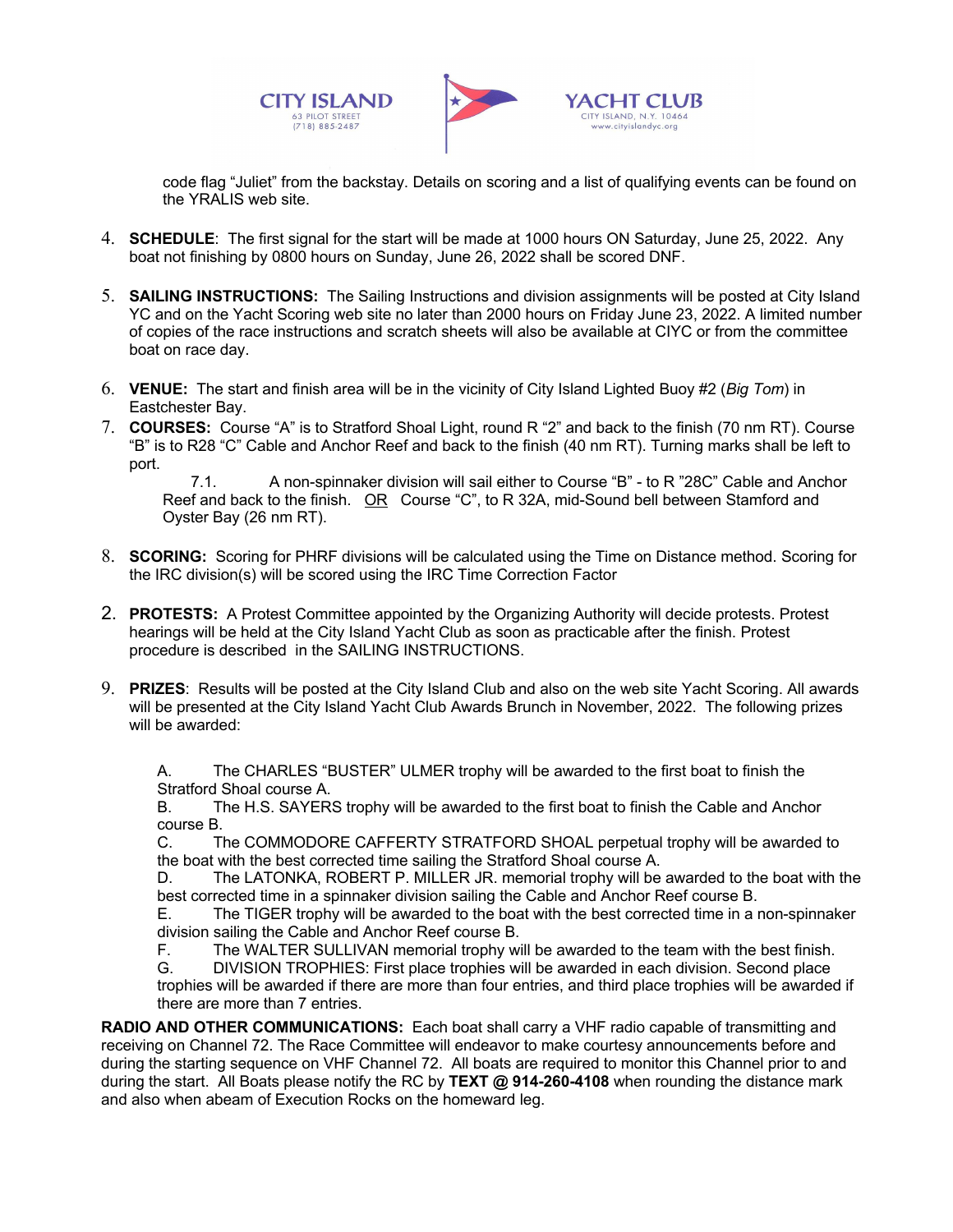code flag "Juliet" from the backstay. Details on scoring and a list of qualifying events can be found on the YRALIS web site.

4. **SCHEDULE**: The first signal for the start will be made at 1000 hours ON Saturday, June 25, 2022. Any boat not finishing by 0800 hours on Sunday, June 26, 2022 shall be scored DNF.

5. **SAILING INSTRUCTIONS:** The Sailing Instructions and division assignments will be posted at City Island YC and on the Yacht Scoring web site no later than 2000 hours on Friday June 23, 2022. A limited number of copies of the race instructions and scratch sheets will also be available at CIYC or from the committee boat on race day.

6. **VENUE:** The start and finish area will be in the vicinity of City Island Lighted Buoy #2 (*Big Tom*) in Eastchester Bay.

7. **COURSES:** Course "A" is to Stratford Shoal Light, round R "2" and back to the finish (70 nm RT). Course "B" is to R28 "C" Cable and Anchor Reef and back to the finish (40 nm RT). Turning marks shall be left to port.

   7.1. A non-spinnaker division will sail either to Course "B" - to R "28C" Cable and Anchor Reef and back to the finish. OR Course "C", to R 32A, mid-Sound bell between Stamford and Oyster Bay (26 nm RT).

8. **SCORING:** Scoring for PHRF divisions will be calculated using the Time on Distance method. Scoring for the IRC division(s) will be scored using the IRC Time Correction Factor

2. **PROTESTS:** A Protest Committee appointed by the Organizing Authority will decide protests. Protest hearings will be held at the City Island Yacht Club as soon as practicable after the finish. Protest procedure is described in the SAILING INSTRUCTIONS.

9. **PRIZES**: Results will be posted at the City Island Club and also on the web site Yacht Scoring. All awards will be presented at the City Island Yacht Club Awards Brunch in November, 2022. The following prizes will be awarded:

   A. The CHARLES "BUSTER" ULMER trophy will be awarded to the first boat to finish the Stratford Shoal course A.
   B. The H.S. SAYERS trophy will be awarded to the first boat to finish the Cable and Anchor course B.
   C. The COMMODORE CAFFERTY STRATFORD SHOAL perpetual trophy will be awarded to the boat with the best corrected time sailing the Stratford Shoal course A.
   D. The LATONKA, ROBERT P. MILLER JR. memorial trophy will be awarded to the boat with the best corrected time in a spinnaker division sailing the Cable and Anchor Reef course B.
   E. The TIGER trophy will be awarded to the boat with the best corrected time in a non-spinnaker division sailing the Cable and Anchor Reef course B.
   F. The WALTER SULLIVAN memorial trophy will be awarded to the team with the best finish.
   G. DIVISION TROPHIES: First place trophies will be awarded in each division. Second place trophies will be awarded if there are more than four entries, and third place trophies will be awarded if there are more than 7 entries.

**RADIO AND OTHER COMMUNICATIONS:** Each boat shall carry a VHF radio capable of transmitting and receiving on Channel 72. The Race Committee will endeavor to make courtesy announcements before and during the starting sequence on VHF Channel 72. All boats are required to monitor this Channel prior to and during the start. All Boats please notify the RC by **TEXT @ 914-260-4108** when rounding the distance mark and also when abeam of Execution Rocks on the homeward leg.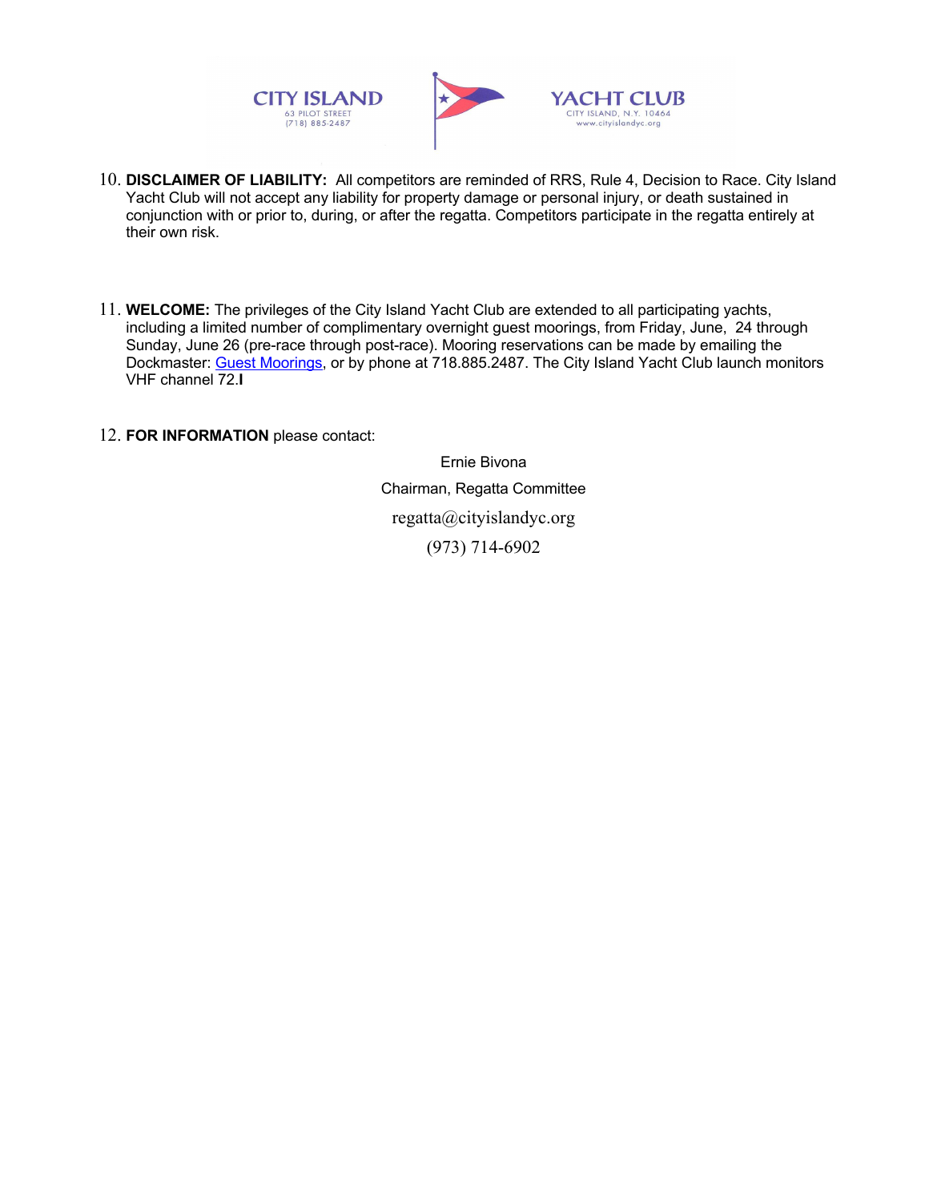CITY ISLAND 63 PILOT STREET (718) 885-2487 YACHT CLUB CITY ISLAND, N.Y. 10464 www.cityislandyc.org

10. **DISCLAIMER OF LIABILITY:** All competitors are reminded of RRS, Rule 4, Decision to Race. City Island Yacht Club will not accept any liability for property damage or personal injury, or death sustained in conjunction with or prior to, during, or after the regatta. Competitors participate in the regatta entirely at their own risk.

11. **WELCOME:** The privileges of the City Island Yacht Club are extended to all participating yachts, including a limited number of complimentary overnight guest moorings, from Friday, June, 24 through Sunday, June 26 (pre-race through post-race). Mooring reservations can be made by emailing the Dockmaster: Guest Moorings, or by phone at 718.885.2487. The City Island Yacht Club launch monitors VHF channel 72.**I**

12. **FOR INFORMATION** please contact:

Ernie Bivona

Chairman, Regatta Committee

regatta@cityislandyc.org

(973) 714-6902